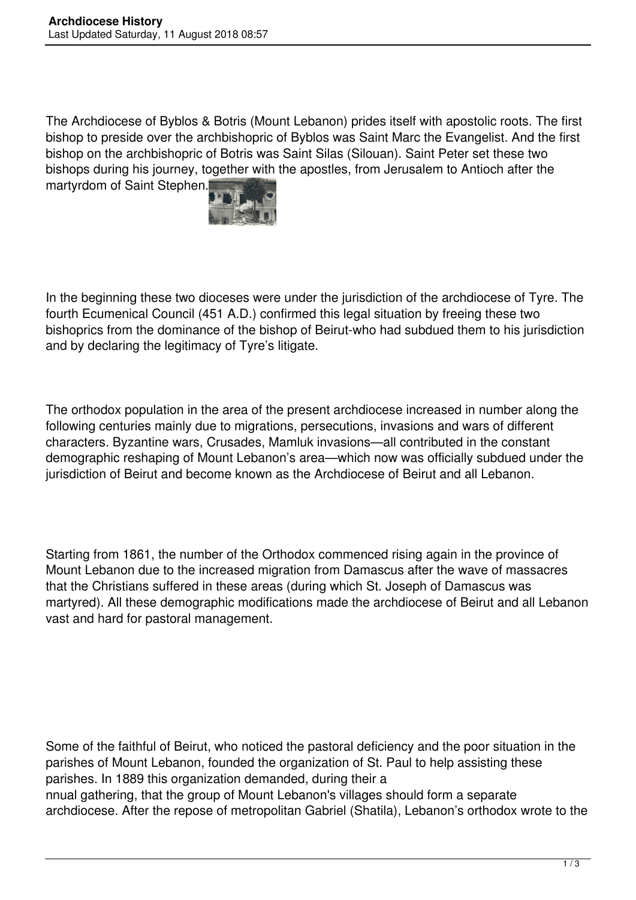The Archdiocese of Byblos & Botris (Mount Lebanon) prides itself with apostolic roots. The first bishop to preside over the archbishopric of Byblos was Saint Marc the Evangelist. And the first bishop on the archbishopric of Botris was Saint Silas (Silouan). Saint Peter set these two bishops during his journey, together with the apostles, from Jerusalem to Antioch after the martyrdom of Saint Stephen.

In the beginning these two dioceses were under the jurisdiction of the archdiocese of Tyre. The fourth Ecumenical Council (451 A.D.) confirmed this legal situation by freeing these two bishoprics from the dominance of the bishop of Beirut-who had subdued them to his jurisdiction and by declaring the legitimacy of Tyre's litigate.

The orthodox population in the area of the present archdiocese increased in number along the following centuries mainly due to migrations, persecutions, invasions and wars of different characters. Byzantine wars, Crusades, Mamluk invasions—all contributed in the constant demographic reshaping of Mount Lebanon's area—which now was officially subdued under the jurisdiction of Beirut and become known as the Archdiocese of Beirut and all Lebanon.

Starting from 1861, the number of the Orthodox commenced rising again in the province of Mount Lebanon due to the increased migration from Damascus after the wave of massacres that the Christians suffered in these areas (during which St. Joseph of Damascus was martyred). All these demographic modifications made the archdiocese of Beirut and all Lebanon vast and hard for pastoral management.

Some of the faithful of Beirut, who noticed the pastoral deficiency and the poor situation in the parishes of Mount Lebanon, founded the organization of St. Paul to help assisting these parishes. In 1889 this organization demanded, during their annual gathering, that the group of Mount Lebanon's villages should form a separate archdiocese. After the repose of metropolitan Gabriel (Shatila), Lebanon's orthodox wrote to the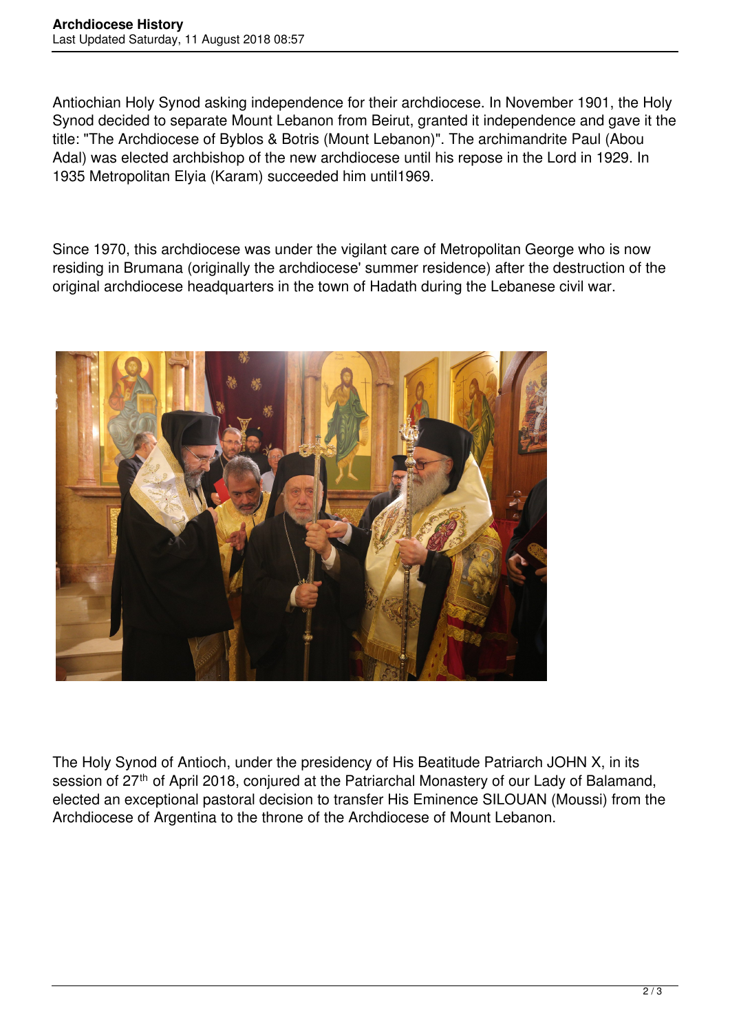Antiochian Holy Synod asking independence for their archdiocese. In November 1901, the Holy Synod decided to separate Mount Lebanon from Beirut, granted it independence and gave it the title: "The Archdiocese of Byblos & Botris (Mount Lebanon)". The archimandrite Paul (Abou Adal) was elected archbishop of the new archdiocese until his repose in the Lord in 1929. In 1935 Metropolitan Elyia (Karam) succeeded him until1969.

Since 1970, this archdiocese was under the vigilant care of Metropolitan George who is now residing in Brumana (originally the archdiocese' summer residence) after the destruction of the original archdiocese headquarters in the town of Hadath during the Lebanese civil war.

The Holy Synod of Antioch, under the presidency of His Beatitude Patriarch JOHN X, in its session of 27th of April 2018, conjured at the Patriarchal Monastery of our Lady of Balamand, elected an exceptional pastoral decision to transfer His Eminence SILOUAN (Moussi) from the Archdiocese of Argentina to the throne of the Archdiocese of Mount Lebanon.